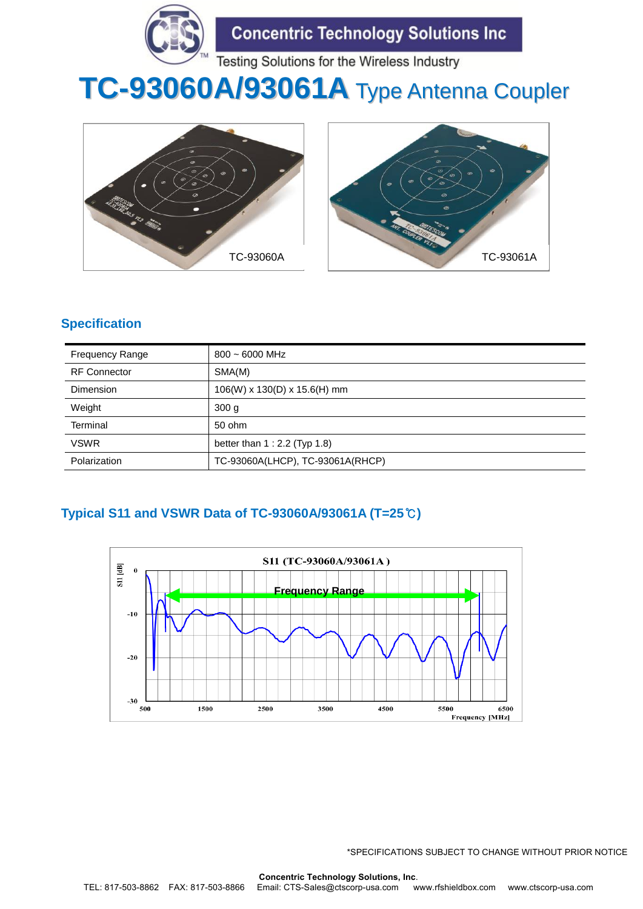Concentric Technology Solutions Inc

Testing Solutions for the Wireless Industry

# TC-93060A/93061A Type Antenna Coupler

TC-93060A

TC-93061A

## Specification

| | |
|---|---|
| Frequency Range | 800 ~ 6000 MHz |
| RF Connector | SMA(M) |
| Dimension | 106(W) x 130(D) x 15.6(H) mm |
| Weight | 300 g |
| Terminal | 50 ohm |
| VSWR | better than 1 : 2.2 (Typ 1.8) |
| Polarization | TC-93060A(LHCP), TC-93061A(RHCP) |

## Typical S11 and VSWR Data of TC-93060A/93061A (T=25℃)

S11 (TC-93060A/93061A )

Frequency Range

S11 [dB]: 0, -10, -20, -30

Frequency [MHz]: 500, 1500, 2500, 3500, 4500, 5500, 6500

*SPECIFICATIONS SUBJECT TO CHANGE WITHOUT PRIOR NOTICE

**Concentric Technology Solutions, Inc.**

TEL: 817-503-8862 FAX: 817-503-8866 Email: CTS-Sales@ctscorp-usa.com www.rfshieldbox.com www.ctscorp-usa.com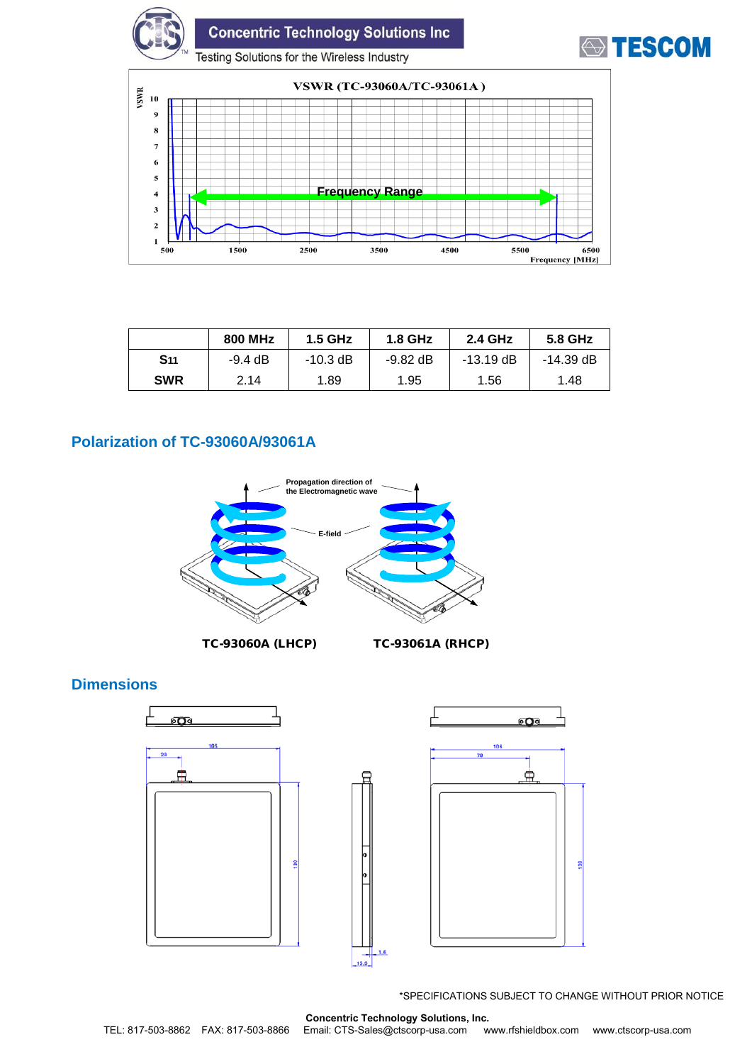VSWR (TC-93060A/TC-93061A )

VSWR

10
9
8
7
6
5
4
3
2
1

500 1500 2500 3500 4500 5500 6500

Frequency [MHz]

Frequency Range

| | 800 MHz | 1.5 GHz | 1.8 GHz | 2.4 GHz | 5.8 GHz |
|---|---|---|---|---|---|
| **S11** | -9.4 dB | -10.3 dB | -9.82 dB | -13.19 dB | -14.39 dB |
| **SWR** | 2.14 | 1.89 | 1.95 | 1.56 | 1.48 |

## Polarization of TC-93060A/93061A

Propagation direction of the Electromagnetic wave

E-field

**TC-93060A (LHCP)** **TC-93061A (RHCP)**

## Dimensions

105
28
130

15.0
1.6

106
78
130

*SPECIFICATIONS SUBJECT TO CHANGE WITHOUT PRIOR NOTICE

**Concentric Technology Solutions, Inc.**
TEL: 817-503-8862 FAX: 817-503-8866 Email: CTS-Sales@ctscorp-usa.com www.rfshieldbox.com www.ctscorp-usa.com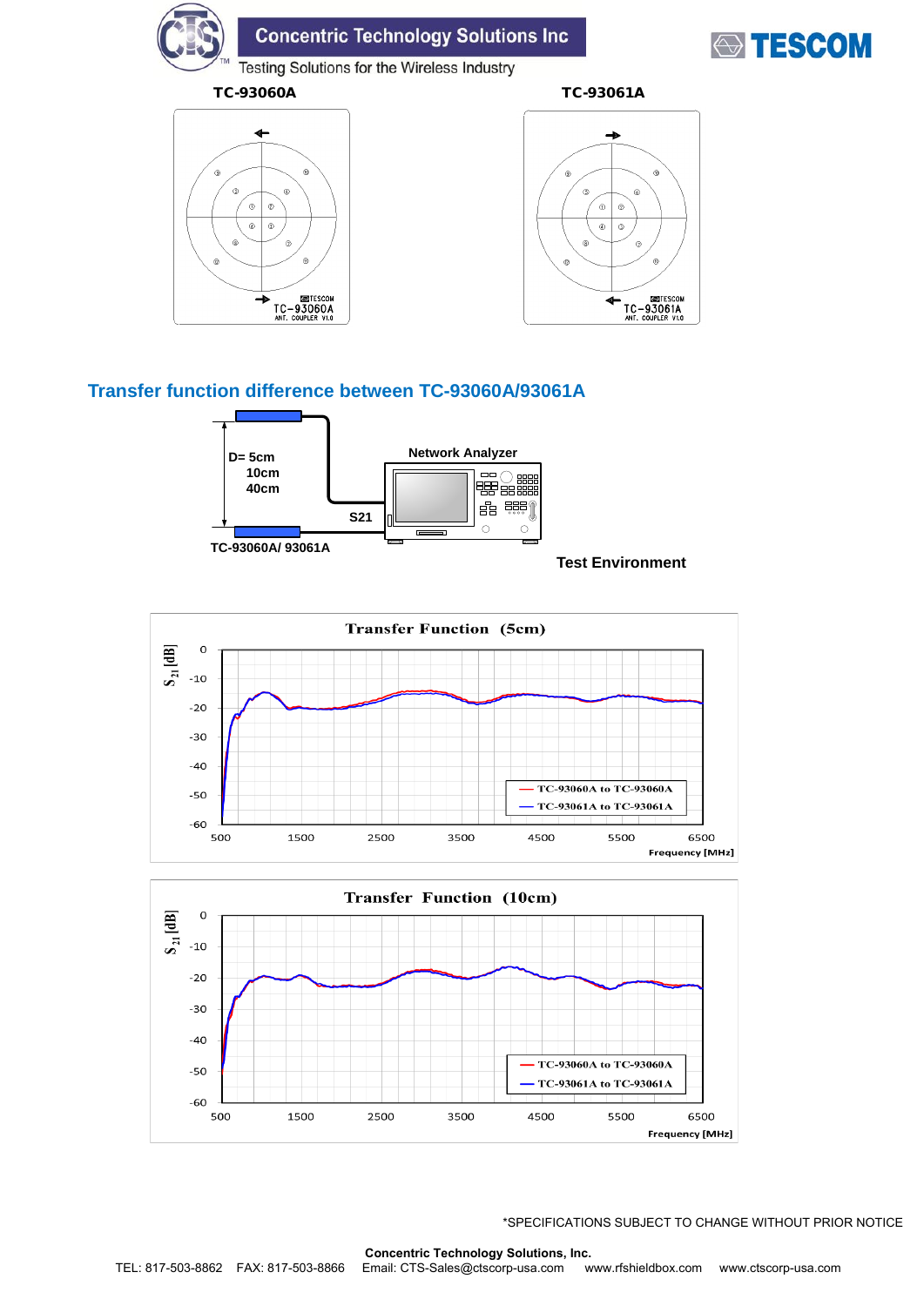**Concentric Technology Solutions Inc**

Testing Solutions for the Wireless Industry

TESCOM

**TC-93060A** **TC-93061A**

## Transfer function difference between TC-93060A/93061A

D= 5cm
10cm
40cm

Network Analyzer

S21

TC-93060A/ 93061A

**Test Environment**

**Transfer Function (5cm)**

$S_{21}$ [dB]

Frequency [MHz]

— TC-93060A to TC-93060A
— TC-93061A to TC-93061A

**Transfer Function (10cm)**

$S_{21}$ [dB]

Frequency [MHz]

— TC-93060A to TC-93060A
— TC-93061A to TC-93061A

*SPECIFICATIONS SUBJECT TO CHANGE WITHOUT PRIOR NOTICE

**Concentric Technology Solutions, Inc.**

TEL: 817-503-8862 FAX: 817-503-8866 Email: CTS-Sales@ctscorp-usa.com www.rfshieldbox.com www.ctscorp-usa.com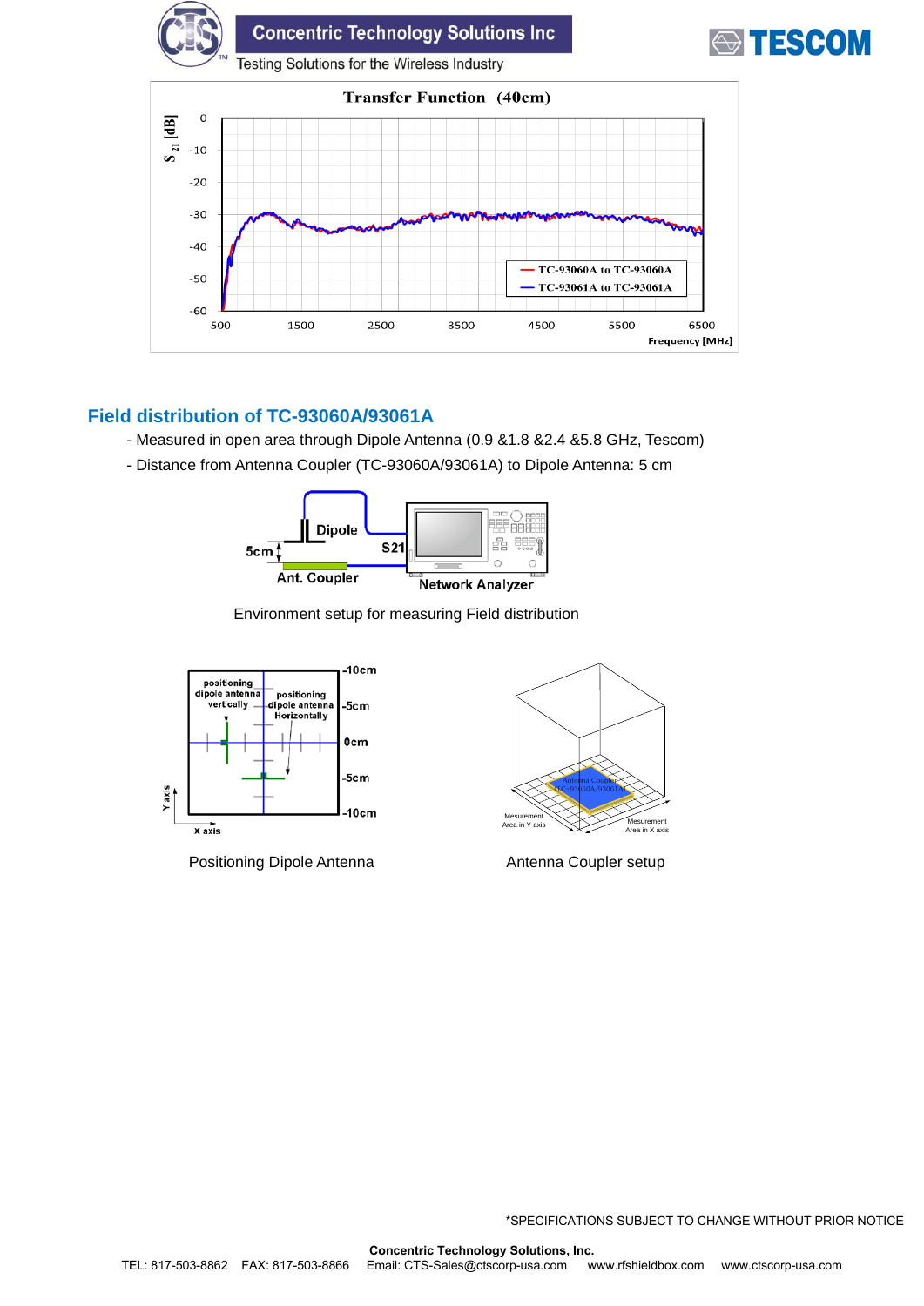Transfer Function (40cm)

## Field distribution of TC-93060A/93061A

- Measured in open area through Dipole Antenna (0.9 &1.8 &2.4 &5.8 GHz, Tescom)
- Distance from Antenna Coupler (TC-93060A/93061A) to Dipole Antenna: 5 cm

Environment setup for measuring Field distribution

Positioning Dipole Antenna

Antenna Coupler setup

*SPECIFICATIONS SUBJECT TO CHANGE WITHOUT PRIOR NOTICE

**Concentric Technology Solutions, Inc.**
TEL: 817-503-8862 FAX: 817-503-8866 Email: CTS-Sales@ctscorp-usa.com www.rfshieldbox.com www.ctscorp-usa.com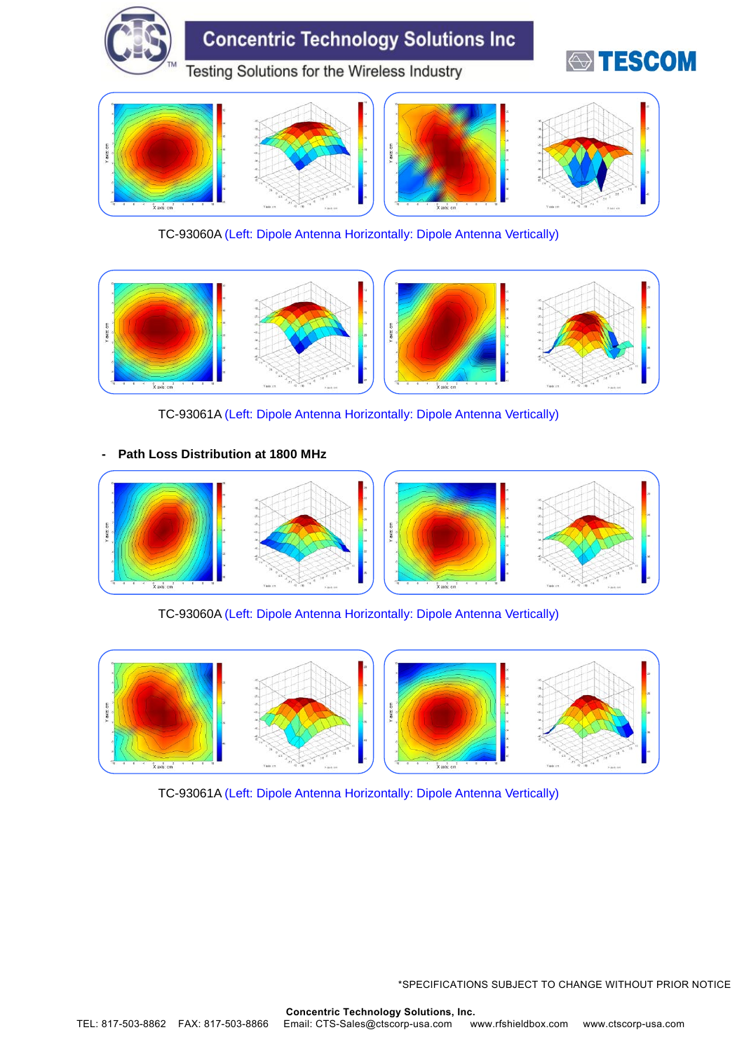TC-93060A (Left: Dipole Antenna Horizontally: Dipole Antenna Vertically)

TC-93061A (Left: Dipole Antenna Horizontally: Dipole Antenna Vertically)

- **Path Loss Distribution at 1800 MHz**

TC-93060A (Left: Dipole Antenna Horizontally: Dipole Antenna Vertically)

TC-93061A (Left: Dipole Antenna Horizontally: Dipole Antenna Vertically)

*SPECIFICATIONS SUBJECT TO CHANGE WITHOUT PRIOR NOTICE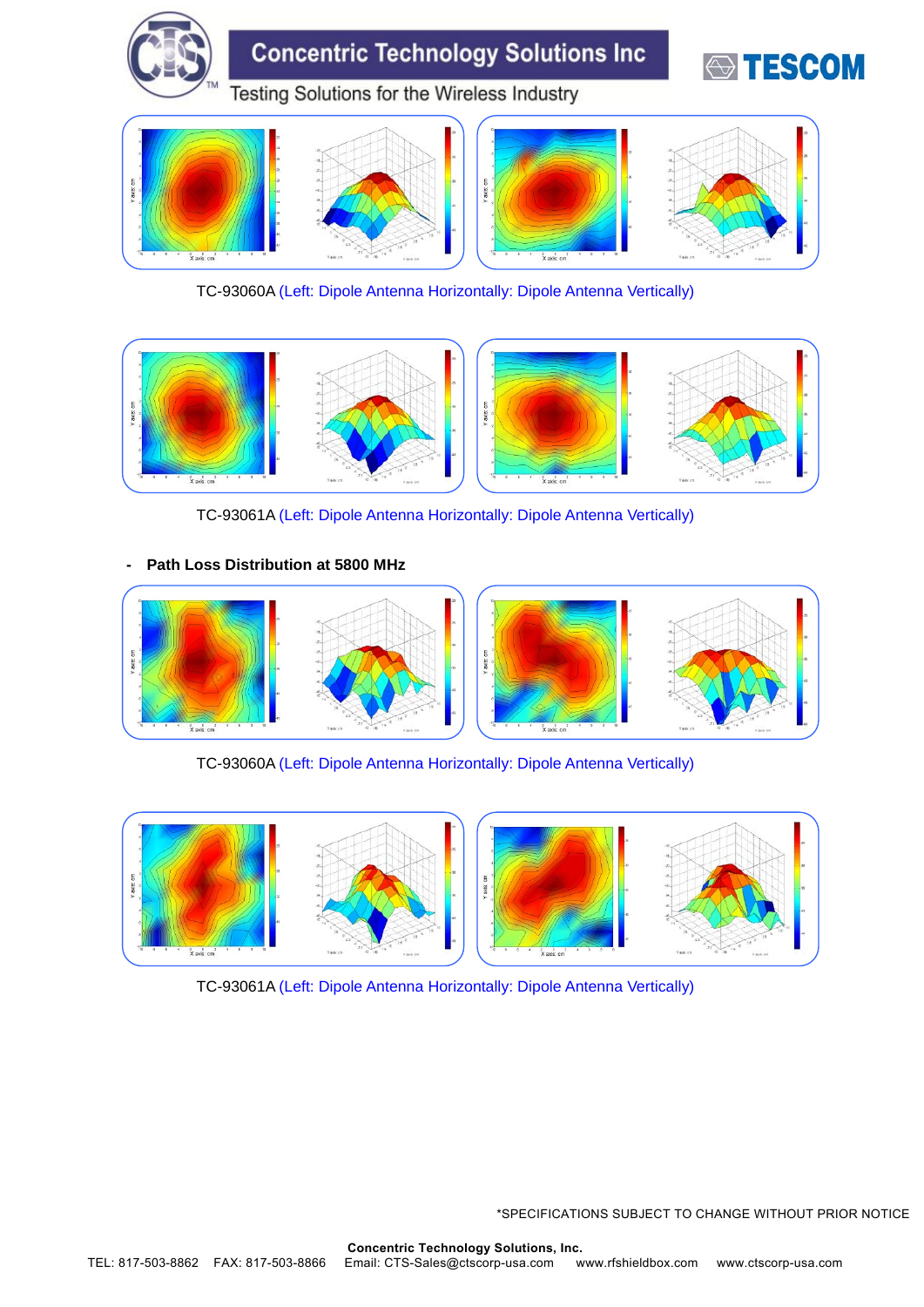TC-93060A (Left: Dipole Antenna Horizontally: Dipole Antenna Vertically)

TC-93061A (Left: Dipole Antenna Horizontally: Dipole Antenna Vertically)

- **Path Loss Distribution at 5800 MHz**

TC-93060A (Left: Dipole Antenna Horizontally: Dipole Antenna Vertically)

TC-93061A (Left: Dipole Antenna Horizontally: Dipole Antenna Vertically)

*SPECIFICATIONS SUBJECT TO CHANGE WITHOUT PRIOR NOTICE

**Concentric Technology Solutions, Inc.**

TEL: 817-503-8862 FAX: 817-503-8866 Email: CTS-Sales@ctscorp-usa.com www.rfshieldbox.com www.ctscorp-usa.com